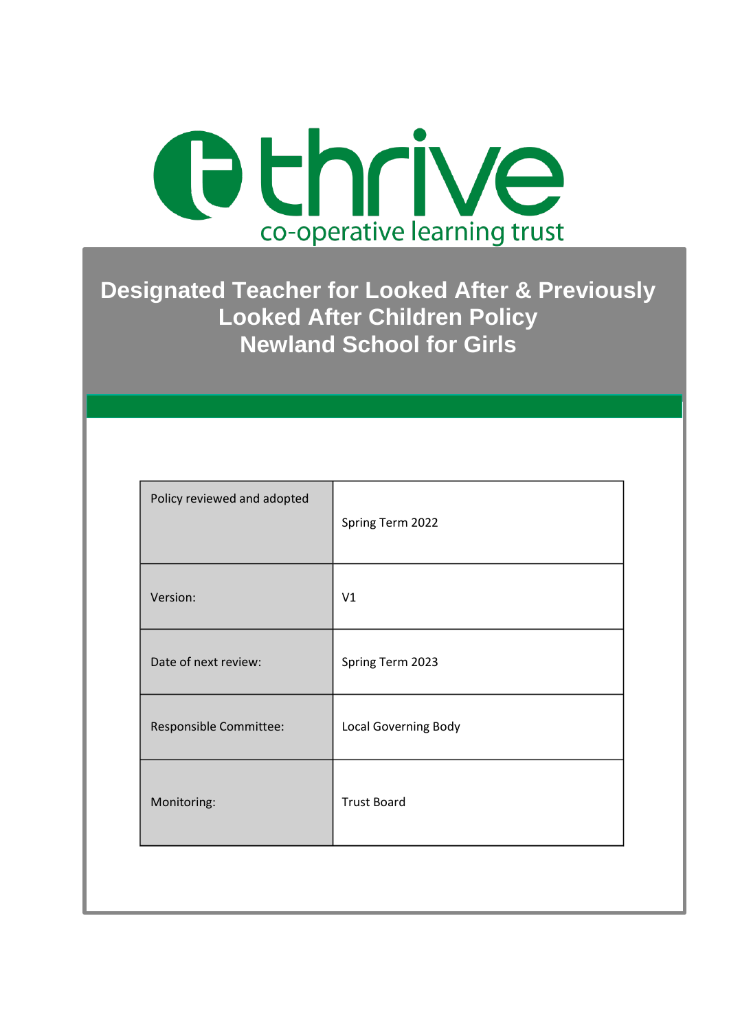thrive

co-operative learning trust

# Designated Teacher for Looked After & Previously Looked After Children Policy
# Newland School for Girls

| Policy reviewed and adopted | Spring Term 2022 |
|---|---|
| Version: | V1 |
| Date of next review: | Spring Term 2023 |
| Responsible Committee: | Local Governing Body |
| Monitoring: | Trust Board |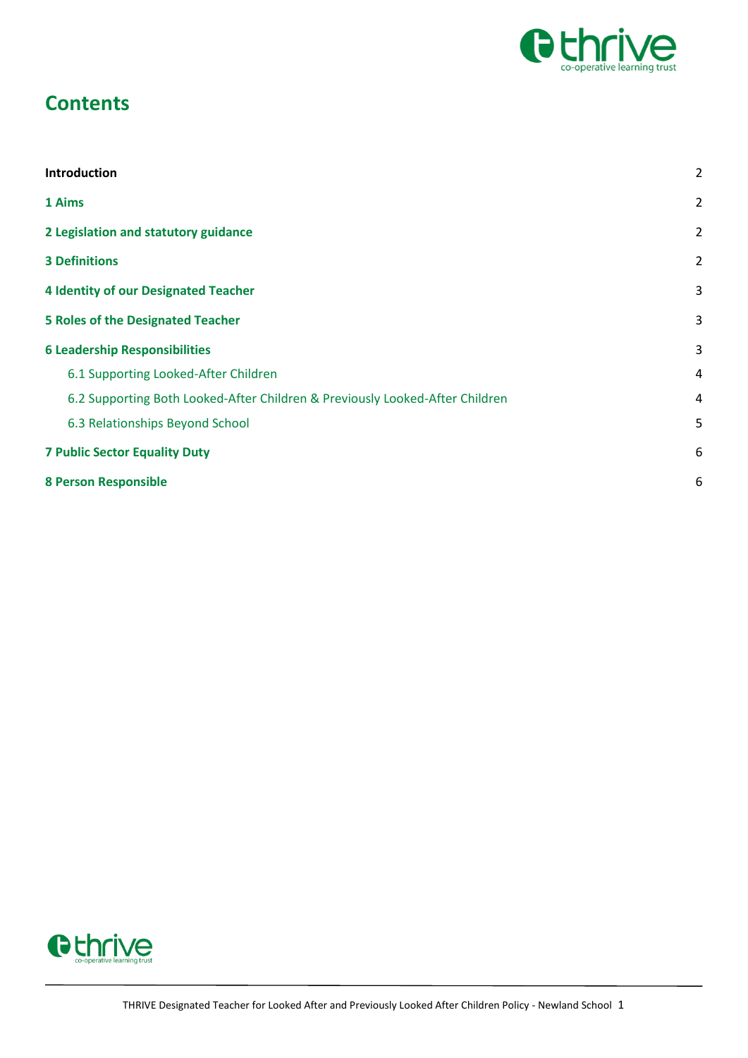# Contents

| | |
|---|---|
| **Introduction** | 2 |
| **1 Aims** | 2 |
| **2 Legislation and statutory guidance** | 2 |
| **3 Definitions** | 2 |
| **4 Identity of our Designated Teacher** | 3 |
| **5 Roles of the Designated Teacher** | 3 |
| **6 Leadership Responsibilities** | 3 |
| 6.1 Supporting Looked-After Children | 4 |
| 6.2 Supporting Both Looked-After Children & Previously Looked-After Children | 4 |
| 6.3 Relationships Beyond School | 5 |
| **7 Public Sector Equality Duty** | 6 |
| **8 Person Responsible** | 6 |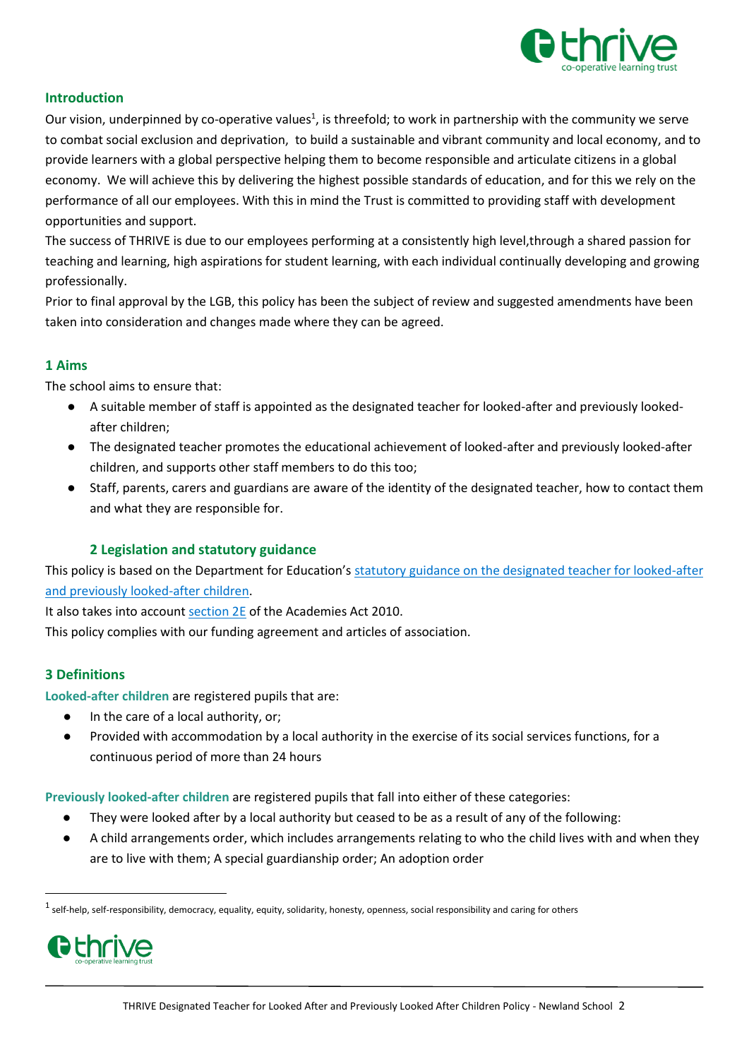## Introduction

Our vision, underpinned by co-operative values[1], is threefold; to work in partnership with the community we serve to combat social exclusion and deprivation, to build a sustainable and vibrant community and local economy, and to provide learners with a global perspective helping them to become responsible and articulate citizens in a global economy. We will achieve this by delivering the highest possible standards of education, and for this we rely on the performance of all our employees. With this in mind the Trust is committed to providing staff with development opportunities and support.

The success of THRIVE is due to our employees performing at a consistently high level,through a shared passion for teaching and learning, high aspirations for student learning, with each individual continually developing and growing professionally.

Prior to final approval by the LGB, this policy has been the subject of review and suggested amendments have been taken into consideration and changes made where they can be agreed.

## 1 Aims

The school aims to ensure that:

- A suitable member of staff is appointed as the designated teacher for looked-after and previously looked-after children;
- The designated teacher promotes the educational achievement of looked-after and previously looked-after children, and supports other staff members to do this too;
- Staff, parents, carers and guardians are aware of the identity of the designated teacher, how to contact them and what they are responsible for.

## 2 Legislation and statutory guidance

This policy is based on the Department for Education's statutory guidance on the designated teacher for looked-after and previously looked-after children.

It also takes into account section 2E of the Academies Act 2010.

This policy complies with our funding agreement and articles of association.

## 3 Definitions

**Looked-after children** are registered pupils that are:

- In the care of a local authority, or;
- Provided with accommodation by a local authority in the exercise of its social services functions, for a continuous period of more than 24 hours

**Previously looked-after children** are registered pupils that fall into either of these categories:

- They were looked after by a local authority but ceased to be as a result of any of the following:
- A child arrangements order, which includes arrangements relating to who the child lives with and when they are to live with them; A special guardianship order; An adoption order

[1] self-help, self-responsibility, democracy, equality, equity, solidarity, honesty, openness, social responsibility and caring for others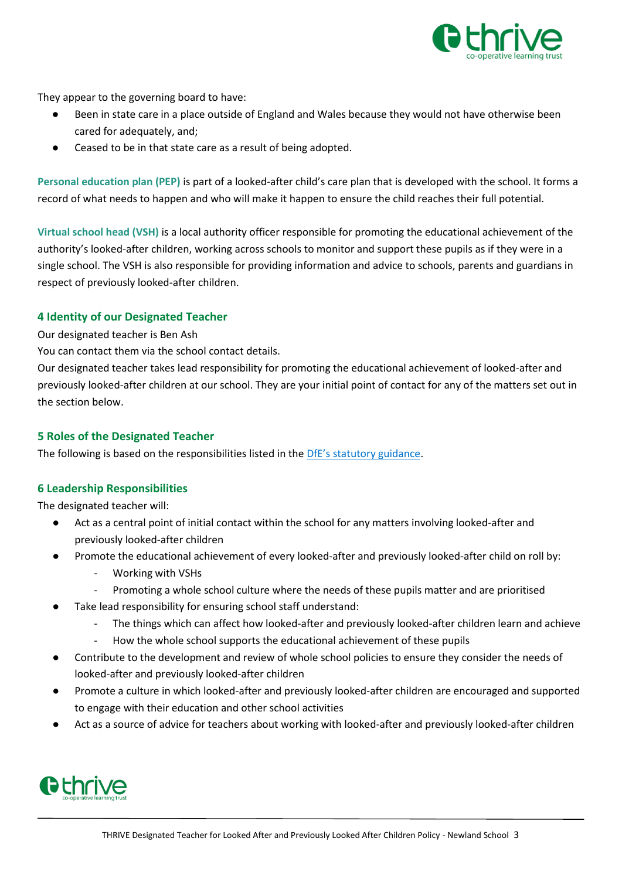They appear to the governing board to have:

- Been in state care in a place outside of England and Wales because they would not have otherwise been cared for adequately, and;
- Ceased to be in that state care as a result of being adopted.

**Personal education plan (PEP)** is part of a looked-after child's care plan that is developed with the school. It forms a record of what needs to happen and who will make it happen to ensure the child reaches their full potential.

**Virtual school head (VSH)** is a local authority officer responsible for promoting the educational achievement of the authority's looked-after children, working across schools to monitor and support these pupils as if they were in a single school. The VSH is also responsible for providing information and advice to schools, parents and guardians in respect of previously looked-after children.

## 4 Identity of our Designated Teacher

Our designated teacher is Ben Ash

You can contact them via the school contact details.

Our designated teacher takes lead responsibility for promoting the educational achievement of looked-after and previously looked-after children at our school. They are your initial point of contact for any of the matters set out in the section below.

## 5 Roles of the Designated Teacher

The following is based on the responsibilities listed in the DfE's statutory guidance.

## 6 Leadership Responsibilities

The designated teacher will:

- Act as a central point of initial contact within the school for any matters involving looked-after and previously looked-after children
- Promote the educational achievement of every looked-after and previously looked-after child on roll by:
  - Working with VSHs
  - Promoting a whole school culture where the needs of these pupils matter and are prioritised
- Take lead responsibility for ensuring school staff understand:
  - The things which can affect how looked-after and previously looked-after children learn and achieve
  - How the whole school supports the educational achievement of these pupils
- Contribute to the development and review of whole school policies to ensure they consider the needs of looked-after and previously looked-after children
- Promote a culture in which looked-after and previously looked-after children are encouraged and supported to engage with their education and other school activities
- Act as a source of advice for teachers about working with looked-after and previously looked-after children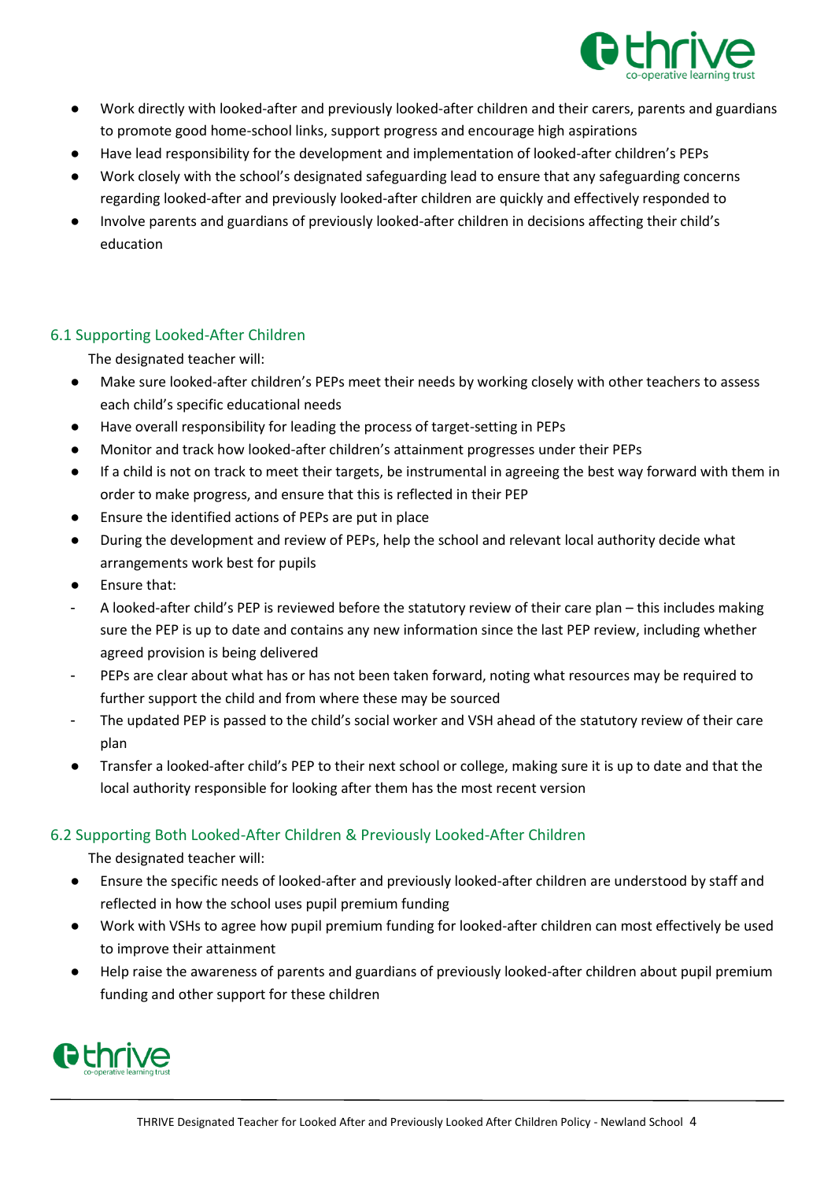- Work directly with looked-after and previously looked-after children and their carers, parents and guardians to promote good home-school links, support progress and encourage high aspirations
- Have lead responsibility for the development and implementation of looked-after children's PEPs
- Work closely with the school's designated safeguarding lead to ensure that any safeguarding concerns regarding looked-after and previously looked-after children are quickly and effectively responded to
- Involve parents and guardians of previously looked-after children in decisions affecting their child's education

### 6.1 Supporting Looked-After Children

The designated teacher will:

- Make sure looked-after children's PEPs meet their needs by working closely with other teachers to assess each child's specific educational needs
- Have overall responsibility for leading the process of target-setting in PEPs
- Monitor and track how looked-after children's attainment progresses under their PEPs
- If a child is not on track to meet their targets, be instrumental in agreeing the best way forward with them in order to make progress, and ensure that this is reflected in their PEP
- Ensure the identified actions of PEPs are put in place
- During the development and review of PEPs, help the school and relevant local authority decide what arrangements work best for pupils
- Ensure that:
  - A looked-after child's PEP is reviewed before the statutory review of their care plan – this includes making sure the PEP is up to date and contains any new information since the last PEP review, including whether agreed provision is being delivered
  - PEPs are clear about what has or has not been taken forward, noting what resources may be required to further support the child and from where these may be sourced
  - The updated PEP is passed to the child's social worker and VSH ahead of the statutory review of their care plan
- Transfer a looked-after child's PEP to their next school or college, making sure it is up to date and that the local authority responsible for looking after them has the most recent version

### 6.2 Supporting Both Looked-After Children & Previously Looked-After Children

The designated teacher will:

- Ensure the specific needs of looked-after and previously looked-after children are understood by staff and reflected in how the school uses pupil premium funding
- Work with VSHs to agree how pupil premium funding for looked-after children can most effectively be used to improve their attainment
- Help raise the awareness of parents and guardians of previously looked-after children about pupil premium funding and other support for these children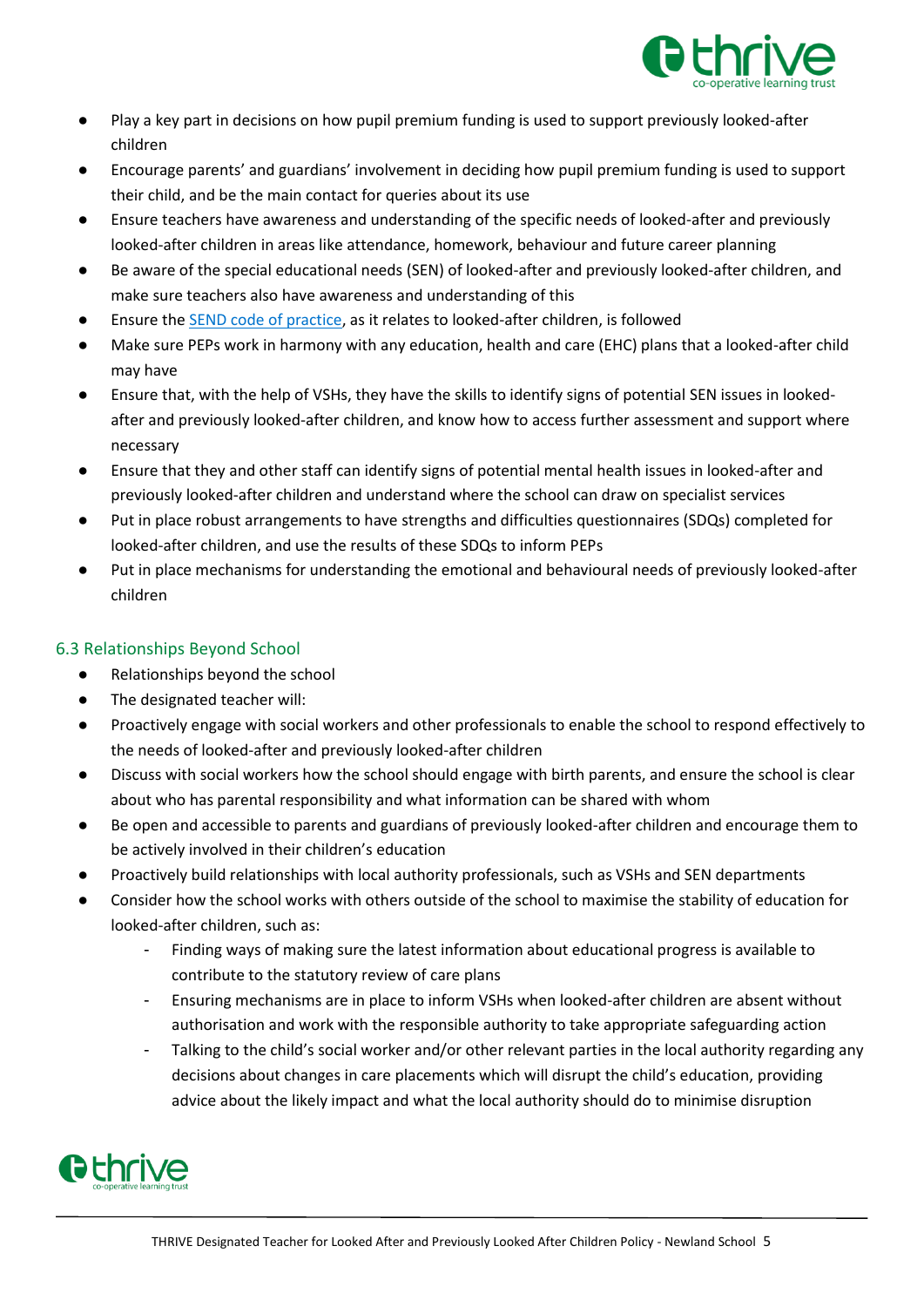- Play a key part in decisions on how pupil premium funding is used to support previously looked-after children
- Encourage parents' and guardians' involvement in deciding how pupil premium funding is used to support their child, and be the main contact for queries about its use
- Ensure teachers have awareness and understanding of the specific needs of looked-after and previously looked-after children in areas like attendance, homework, behaviour and future career planning
- Be aware of the special educational needs (SEN) of looked-after and previously looked-after children, and make sure teachers also have awareness and understanding of this
- Ensure the [SEND code of practice](), as it relates to looked-after children, is followed
- Make sure PEPs work in harmony with any education, health and care (EHC) plans that a looked-after child may have
- Ensure that, with the help of VSHs, they have the skills to identify signs of potential SEN issues in looked-after and previously looked-after children, and know how to access further assessment and support where necessary
- Ensure that they and other staff can identify signs of potential mental health issues in looked-after and previously looked-after children and understand where the school can draw on specialist services
- Put in place robust arrangements to have strengths and difficulties questionnaires (SDQs) completed for looked-after children, and use the results of these SDQs to inform PEPs
- Put in place mechanisms for understanding the emotional and behavioural needs of previously looked-after children

## 6.3 Relationships Beyond School

- Relationships beyond the school
- The designated teacher will:
- Proactively engage with social workers and other professionals to enable the school to respond effectively to the needs of looked-after and previously looked-after children
- Discuss with social workers how the school should engage with birth parents, and ensure the school is clear about who has parental responsibility and what information can be shared with whom
- Be open and accessible to parents and guardians of previously looked-after children and encourage them to be actively involved in their children's education
- Proactively build relationships with local authority professionals, such as VSHs and SEN departments
- Consider how the school works with others outside of the school to maximise the stability of education for looked-after children, such as:
  - Finding ways of making sure the latest information about educational progress is available to contribute to the statutory review of care plans
  - Ensuring mechanisms are in place to inform VSHs when looked-after children are absent without authorisation and work with the responsible authority to take appropriate safeguarding action
  - Talking to the child's social worker and/or other relevant parties in the local authority regarding any decisions about changes in care placements which will disrupt the child's education, providing advice about the likely impact and what the local authority should do to minimise disruption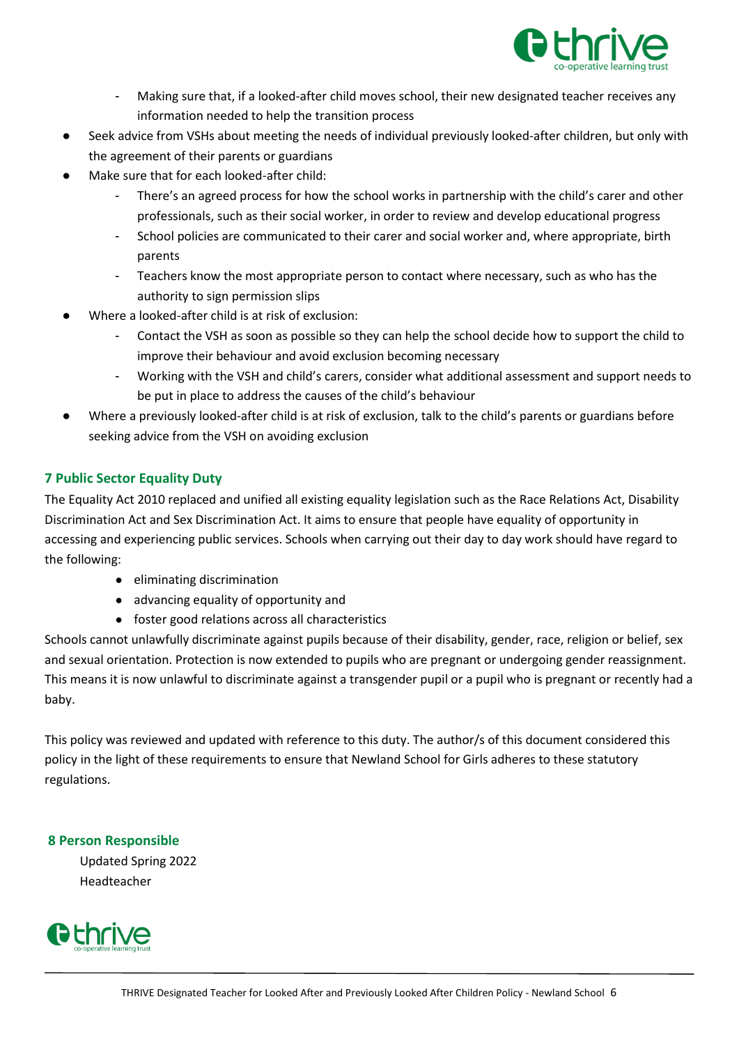- Making sure that, if a looked-after child moves school, their new designated teacher receives any information needed to help the transition process

- Seek advice from VSHs about meeting the needs of individual previously looked-after children, but only with the agreement of their parents or guardians
- Make sure that for each looked-after child:
  - There's an agreed process for how the school works in partnership with the child's carer and other professionals, such as their social worker, in order to review and develop educational progress
  - School policies are communicated to their carer and social worker and, where appropriate, birth parents
  - Teachers know the most appropriate person to contact where necessary, such as who has the authority to sign permission slips
- Where a looked-after child is at risk of exclusion:
  - Contact the VSH as soon as possible so they can help the school decide how to support the child to improve their behaviour and avoid exclusion becoming necessary
  - Working with the VSH and child's carers, consider what additional assessment and support needs to be put in place to address the causes of the child's behaviour
- Where a previously looked-after child is at risk of exclusion, talk to the child's parents or guardians before seeking advice from the VSH on avoiding exclusion

## 7 Public Sector Equality Duty

The Equality Act 2010 replaced and unified all existing equality legislation such as the Race Relations Act, Disability Discrimination Act and Sex Discrimination Act. It aims to ensure that people have equality of opportunity in accessing and experiencing public services. Schools when carrying out their day to day work should have regard to the following:

- eliminating discrimination
- advancing equality of opportunity and
- foster good relations across all characteristics

Schools cannot unlawfully discriminate against pupils because of their disability, gender, race, religion or belief, sex and sexual orientation. Protection is now extended to pupils who are pregnant or undergoing gender reassignment. This means it is now unlawful to discriminate against a transgender pupil or a pupil who is pregnant or recently had a baby.

This policy was reviewed and updated with reference to this duty. The author/s of this document considered this policy in the light of these requirements to ensure that Newland School for Girls adheres to these statutory regulations.

## 8 Person Responsible

Updated Spring 2022
Headteacher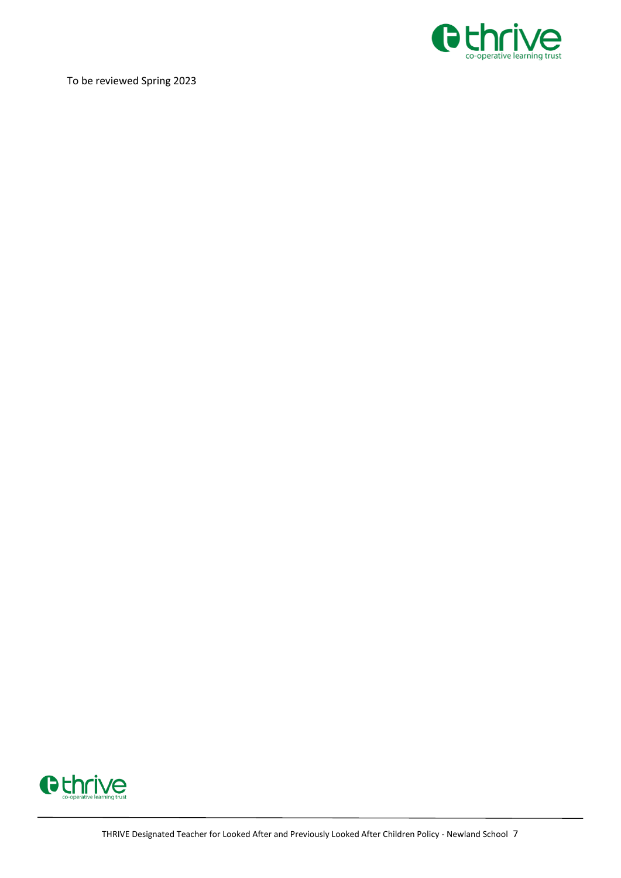To be reviewed Spring 2023